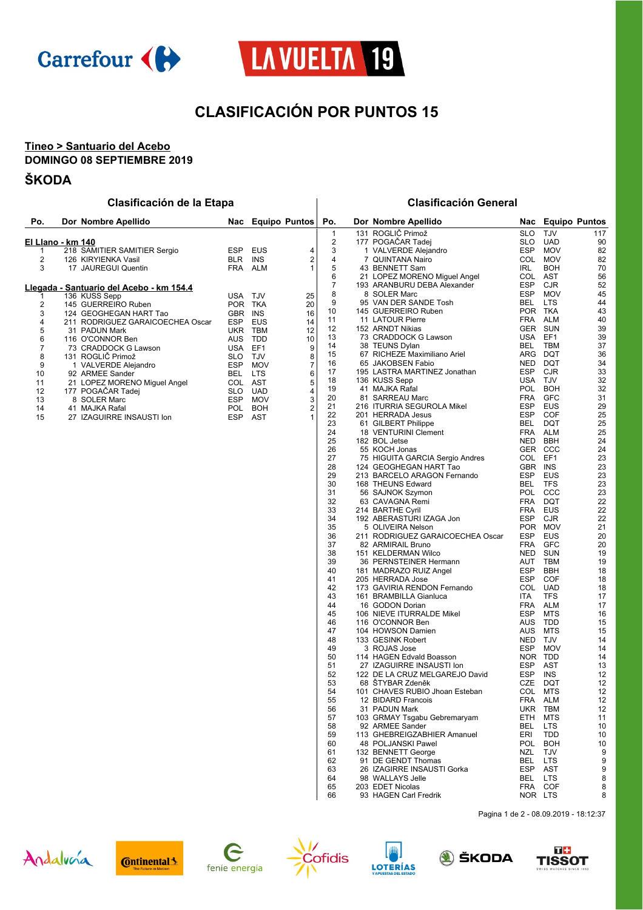# CLASIFICACIÓN POR PUNTOS 15

**Tineo > Santuario del Acebo**

**DOMINGO 08 SEPTIEMBRE 2019**

## ŠKODA

### Clasificación de la Etapa

**El Llano - km 140**

| Po. | Dor | Nombre Apellido | Nac | Equipo | Puntos |
|---|---|---|---|---|---|
| 1 | 218 | SAMITIER SAMITIER Sergio | ESP | EUS | 4 |
| 2 | 126 | KIRYIENKA Vasil | BLR | INS | 2 |
| 3 | 17 | JAUREGUI Quentin | FRA | ALM | 1 |

**Llegada - Santuario del Acebo - km 154.4**

| Po. | Dor | Nombre Apellido | Nac | Equipo | Puntos |
|---|---|---|---|---|---|
| 1 | 136 | KUSS Sepp | USA | TJV | 25 |
| 2 | 145 | GUERREIRO Ruben | POR | TKA | 20 |
| 3 | 124 | GEOGHEGAN HART Tao | GBR | INS | 16 |
| 4 | 211 | RODRIGUEZ GARAICOECHEA Oscar | ESP | EUS | 14 |
| 5 | 31 | PADUN Mark | UKR | TBM | 12 |
| 6 | 116 | O'CONNOR Ben | AUS | TDD | 10 |
| 7 | 73 | CRADDOCK G Lawson | USA | EF1 | 9 |
| 8 | 131 | ROGLIČ Primož | SLO | TJV | 8 |
| 9 | 1 | VALVERDE Alejandro | ESP | MOV | 7 |
| 10 | 92 | ARMEE Sander | BEL | LTS | 6 |
| 11 | 21 | LOPEZ MORENO Miguel Angel | COL | AST | 5 |
| 12 | 177 | POGAČAR Tadej | SLO | UAD | 4 |
| 13 | 8 | SOLER Marc | ESP | MOV | 3 |
| 14 | 41 | MAJKA Rafal | POL | BOH | 2 |
| 15 | 27 | IZAGUIRRE INSAUSTI Ion | ESP | AST | 1 |

### Clasificación General

| Po. | Dor | Nombre Apellido | Nac | Equipo | Puntos |
|---|---|---|---|---|---|
| 1 | 131 | ROGLIČ Primož | SLO | TJV | 117 |
| 2 | 177 | POGAČAR Tadej | SLO | UAD | 90 |
| 3 | 1 | VALVERDE Alejandro | ESP | MOV | 82 |
| 4 | 7 | QUINTANA Nairo | COL | MOV | 82 |
| 5 | 43 | BENNETT Sam | IRL | BOH | 70 |
| 6 | 21 | LOPEZ MORENO Miguel Angel | COL | AST | 56 |
| 7 | 193 | ARANBURU DEBA Alexander | ESP | CJR | 52 |
| 8 | 8 | SOLER Marc | ESP | MOV | 45 |
| 9 | 95 | VAN DER SANDE Tosh | BEL | LTS | 44 |
| 10 | 145 | GUERREIRO Ruben | POR | TKA | 43 |
| 11 | 11 | LATOUR Pierre | FRA | ALM | 40 |
| 12 | 152 | ARNDT Nikias | GER | SUN | 39 |
| 13 | 73 | CRADDOCK G Lawson | USA | EF1 | 39 |
| 14 | 38 | TEUNS Dylan | BEL | TBM | 37 |
| 15 | 67 | RICHEZE Maximiliano Ariel | ARG | DQT | 36 |
| 16 | 65 | JAKOBSEN Fabio | NED | DQT | 34 |
| 17 | 195 | LASTRA MARTINEZ Jonathan | ESP | CJR | 33 |
| 18 | 136 | KUSS Sepp | USA | TJV | 32 |
| 19 | 41 | MAJKA Rafal | POL | BOH | 32 |
| 20 | 81 | SARREAU Marc | FRA | GFC | 31 |
| 21 | 216 | ITURRIA SEGUROLA Mikel | ESP | EUS | 29 |
| 22 | 201 | HERRADA Jesus | ESP | COF | 25 |
| 23 | 61 | GILBERT Philippe | BEL | DQT | 25 |
| 24 | 18 | VENTURINI Clement | FRA | ALM | 25 |
| 25 | 182 | BOL Jetse | NED | BBH | 24 |
| 26 | 55 | KOCH Jonas | GER | CCC | 24 |
| 27 | 75 | HIGUITA GARCIA Sergio Andres | COL | EF1 | 23 |
| 28 | 124 | GEOGHEGAN HART Tao | GBR | INS | 23 |
| 29 | 213 | BARCELO ARAGON Fernando | ESP | EUS | 23 |
| 30 | 168 | THEUNS Edward | BEL | TFS | 23 |
| 31 | 56 | SAJNOK Szymon | POL | CCC | 23 |
| 32 | 63 | CAVAGNA Remi | FRA | DQT | 22 |
| 33 | 214 | BARTHE Cyril | FRA | EUS | 22 |
| 34 | 192 | ABERASTURI IZAGA Jon | ESP | CJR | 22 |
| 35 | 5 | OLIVEIRA Nelson | POR | MOV | 21 |
| 36 | 211 | RODRIGUEZ GARAICOECHEA Oscar | ESP | EUS | 20 |
| 37 | 82 | ARMIRAIL Bruno | FRA | GFC | 20 |
| 38 | 151 | KELDERMAN Wilco | NED | SUN | 19 |
| 39 | 36 | PERNSTEINER Hermann | AUT | TBM | 19 |
| 40 | 181 | MADRAZO RUIZ Angel | ESP | BBH | 18 |
| 41 | 205 | HERRADA Jose | ESP | COF | 18 |
| 42 | 173 | GAVIRIA RENDON Fernando | COL | UAD | 18 |
| 43 | 161 | BRAMBILLA Gianluca | ITA | TFS | 17 |
| 44 | 16 | GODON Dorian | FRA | ALM | 17 |
| 45 | 106 | NIEVE ITURRALDE Mikel | ESP | MTS | 16 |
| 46 | 116 | O'CONNOR Ben | AUS | TDD | 15 |
| 47 | 104 | HOWSON Damien | AUS | MTS | 15 |
| 48 | 133 | GESINK Robert | NED | TJV | 14 |
| 49 | 3 | ROJAS Jose | ESP | MOV | 14 |
| 50 | 114 | HAGEN Edvald Boasson | NOR | TDD | 14 |
| 51 | 27 | IZAGUIRRE INSAUSTI Ion | ESP | AST | 13 |
| 52 | 122 | DE LA CRUZ MELGAREJO David | ESP | INS | 12 |
| 53 | 68 | ŠTYBAR Zdeněk | CZE | DQT | 12 |
| 54 | 101 | CHAVES RUBIO Jhoan Esteban | COL | MTS | 12 |
| 55 | 12 | BIDARD Francois | FRA | ALM | 12 |
| 56 | 31 | PADUN Mark | UKR | TBM | 12 |
| 57 | 103 | GRMAY Tsgabu Gebremaryam | ETH | MTS | 11 |
| 58 | 92 | ARMEE Sander | BEL | LTS | 10 |
| 59 | 113 | GHEBREIGZABHIER Amanuel | ERI | TDD | 10 |
| 60 | 48 | POLJANSKI Pawel | POL | BOH | 10 |
| 61 | 132 | BENNETT George | NZL | TJV | 9 |
| 62 | 91 | DE GENDT Thomas | BEL | LTS | 9 |
| 63 | 26 | IZAGIRRE INSAUSTI Gorka | ESP | AST | 9 |
| 64 | 98 | WALLAYS Jelle | BEL | LTS | 8 |
| 65 | 203 | EDET Nicolas | FRA | COF | 8 |
| 66 | 93 | HAGEN Carl Fredrik | NOR | LTS | 8 |

Pagina 1 de 2 - 08.09.2019 - 18:12:37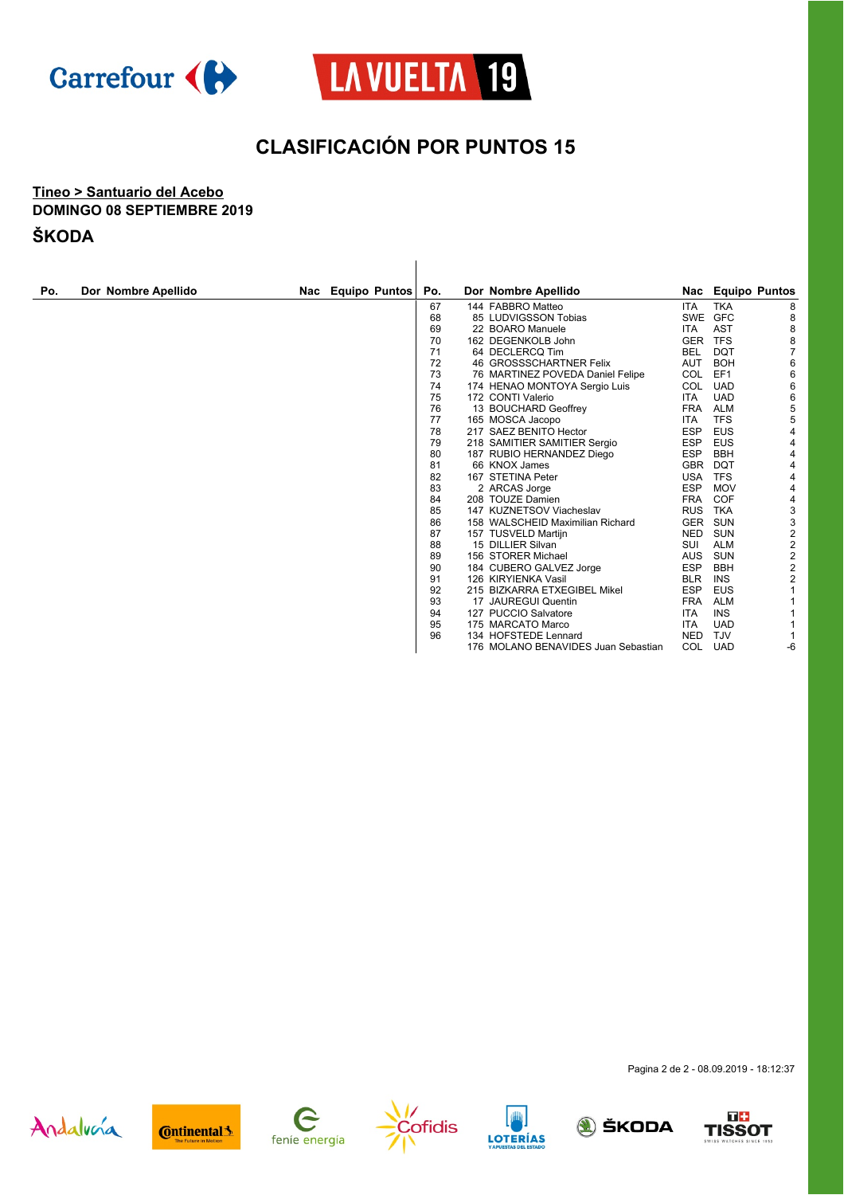## CLASIFICACIÓN POR PUNTOS 15

**Tineo > Santuario del Acebo**
**DOMINGO 08 SEPTIEMBRE 2019**

### ŠKODA

| Po. | Dor | Nombre Apellido | Nac | Equipo | Puntos |
|---|---|---|---|---|---|
| 67 | 144 | FABBRO Matteo | ITA | TKA | 8 |
| 68 | 85 | LUDVIGSSON Tobias | SWE | GFC | 8 |
| 69 | 22 | BOARO Manuele | ITA | AST | 8 |
| 70 | 162 | DEGENKOLB John | GER | TFS | 8 |
| 71 | 64 | DECLERCQ Tim | BEL | DQT | 7 |
| 72 | 46 | GROSSSCHARTNER Felix | AUT | BOH | 6 |
| 73 | 76 | MARTINEZ POVEDA Daniel Felipe | COL | EF1 | 6 |
| 74 | 174 | HENAO MONTOYA Sergio Luis | COL | UAD | 6 |
| 75 | 172 | CONTI Valerio | ITA | UAD | 6 |
| 76 | 13 | BOUCHARD Geoffrey | FRA | ALM | 5 |
| 77 | 165 | MOSCA Jacopo | ITA | TFS | 5 |
| 78 | 217 | SAEZ BENITO Hector | ESP | EUS | 4 |
| 79 | 218 | SAMITIER SAMITIER Sergio | ESP | EUS | 4 |
| 80 | 187 | RUBIO HERNANDEZ Diego | ESP | BBH | 4 |
| 81 | 66 | KNOX James | GBR | DQT | 4 |
| 82 | 167 | STETINA Peter | USA | TFS | 4 |
| 83 | 2 | ARCAS Jorge | ESP | MOV | 4 |
| 84 | 208 | TOUZE Damien | FRA | COF | 4 |
| 85 | 147 | KUZNETSOV Viacheslav | RUS | TKA | 3 |
| 86 | 158 | WALSCHEID Maximilian Richard | GER | SUN | 3 |
| 87 | 157 | TUSVELD Martijn | NED | SUN | 2 |
| 88 | 15 | DILLIER Silvan | SUI | ALM | 2 |
| 89 | 156 | STORER Michael | AUS | SUN | 2 |
| 90 | 184 | CUBERO GALVEZ Jorge | ESP | BBH | 2 |
| 91 | 126 | KIRYIENKA Vasil | BLR | INS | 2 |
| 92 | 215 | BIZKARRA ETXEGIBEL Mikel | ESP | EUS | 1 |
| 93 | 17 | JAUREGUI Quentin | FRA | ALM | 1 |
| 94 | 127 | PUCCIO Salvatore | ITA | INS | 1 |
| 95 | 175 | MARCATO Marco | ITA | UAD | 1 |
| 96 | 134 | HOFSTEDE Lennard | NED | TJV | 1 |
| | 176 | MOLANO BENAVIDES Juan Sebastian | COL | UAD | -6 |

Pagina 2 de 2 - 08.09.2019 - 18:12:37